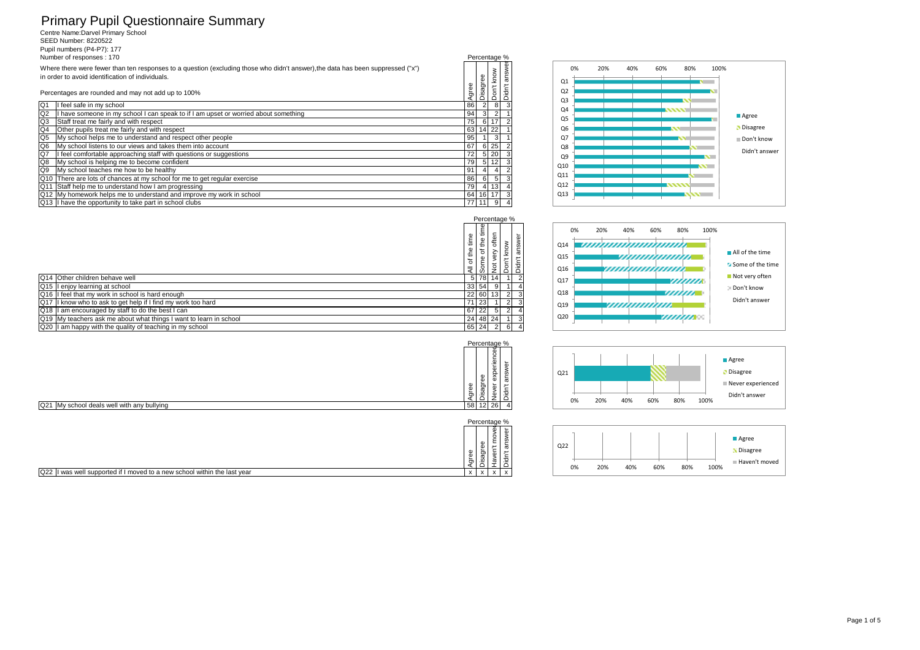# Primary Pupil Questionnaire Summary

Centre Name:Darvel Primary School
SEED Number: 8220522
Pupil numbers (P4-P7): 177
Number of responses : 170

Where there were fewer than ten responses to a question (excluding those who didn't answer),the data has been suppressed ("x") in order to avoid identification of individuals.

Percentages are rounded and may not add up to 100%

| | | Percentage % | | | |
|---|---|---|---|---|---|
| | | Agree | Disagree | Don't know | Didn't answer |
| Q1 | I feel safe in my school | 86 | 2 | 8 | 3 |
| Q2 | I have someone in my school I can speak to if I am upset or worried about something | 94 | 3 | 2 | 1 |
| Q3 | Staff treat me fairly and with respect | 75 | 6 | 17 | 2 |
| Q4 | Other pupils treat me fairly and with respect | 63 | 14 | 22 | 1 |
| Q5 | My school helps me to understand and respect other people | 95 | 1 | 3 | 1 |
| Q6 | My school listens to our views and takes them into account | 67 | 6 | 25 | 2 |
| Q7 | I feel comfortable approaching staff with questions or suggestions | 72 | 5 | 20 | 3 |
| Q8 | My school is helping me to become confident | 79 | 5 | 12 | 3 |
| Q9 | My school teaches me how to be healthy | 91 | 4 | 4 | 2 |
| Q10 | There are lots of chances at my school for me to get regular exercise | 86 | 6 | 5 | 3 |
| Q11 | Staff help me to understand how I am progressing | 79 | 4 | 13 | 4 |
| Q12 | My homework helps me to understand and improve my work in school | 64 | 16 | 17 | 3 |
| Q13 | I have the opportunity to take part in school clubs | 77 | 11 | 9 | 4 |

0% 20% 40% 60% 80% 100%
Q1 Q2 Q3 Q4 Q5 Q6 Q7 Q8 Q9 Q10 Q11 Q12 Q13
Agree
Disagree
Don't know
Didn't answer

| | | Percentage % | | | | |
|---|---|---|---|---|---|---|
| | | All of the time | Some of the time | Not very often | Don't know | Didn't answer |
| Q14 | Other children behave well | 5 | 78 | 14 | 1 | 2 |
| Q15 | I enjoy learning at school | 33 | 54 | 9 | 1 | 4 |
| Q16 | I feel that my work in school is hard enough | 22 | 60 | 13 | 2 | 3 |
| Q17 | I know who to ask to get help if I find my work too hard | 71 | 23 | 1 | 2 | 3 |
| Q18 | I am encouraged by staff to do the best I can | 67 | 22 | 5 | 2 | 4 |
| Q19 | My teachers ask me about what things I want to learn in school | 24 | 48 | 24 | 1 | 3 |
| Q20 | I am happy with the quality of teaching in my school | 65 | 24 | 2 | 6 | 4 |

0% 20% 40% 60% 80% 100%
Q14 Q15 Q16 Q17 Q18 Q19 Q20
All of the time
Some of the time
Not very often
Don't know
Didn't answer

| | | Percentage % | | | |
|---|---|---|---|---|---|
| | | Agree | Disagree | Never experienced | Didn't answer |
| Q21 | My school deals well with any bullying | 58 | 12 | 26 | 4 |

Q21
0% 20% 40% 60% 80% 100%
Agree
Disagree
Never experienced
Didn't answer

| | | Percentage % | | | |
|---|---|---|---|---|---|
| | | Agree | Disagree | Haven't moved | Didn't answer |
| Q22 | I was well supported if I moved to a new school within the last year | x | x | x | x |

Q22
0% 20% 40% 60% 80% 100%
Agree
Disagree
Haven't moved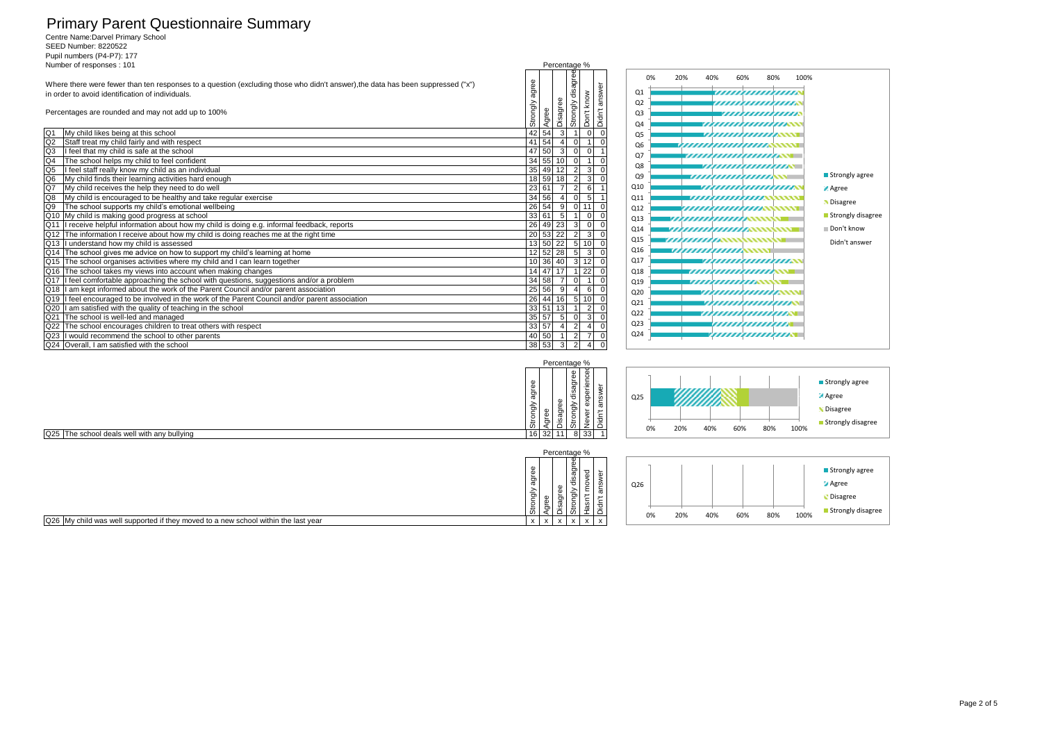# Primary Parent Questionnaire Summary

Centre Name:Darvel Primary School
SEED Number: 8220522
Pupil numbers (P4-P7): 177
Number of responses : 101

Where there were fewer than ten responses to a question (excluding those who didn't answer),the data has been suppressed ("x") in order to avoid identification of individuals.

Percentages are rounded and may not add up to 100%

| | | Percentage % | | | | | |
|---|---|---|---|---|---|---|---|
| | | Strongly agree | Agree | Disagree | Strongly disagree | Don't know | Didn't answer |
| Q1 | My child likes being at this school | 42 | 54 | 3 | 1 | 0 | 0 |
| Q2 | Staff treat my child fairly and with respect | 41 | 54 | 4 | 0 | 1 | 0 |
| Q3 | I feel that my child is safe at the school | 47 | 50 | 3 | 0 | 0 | 1 |
| Q4 | The school helps my child to feel confident | 34 | 55 | 10 | 0 | 1 | 0 |
| Q5 | I feel staff really know my child as an individual | 35 | 49 | 12 | 2 | 3 | 0 |
| Q6 | My child finds their learning activities hard enough | 18 | 59 | 18 | 2 | 3 | 0 |
| Q7 | My child receives the help they need to do well | 23 | 61 | 7 | 2 | 6 | 1 |
| Q8 | My child is encouraged to be healthy and take regular exercise | 34 | 56 | 4 | 0 | 5 | 1 |
| Q9 | The school supports my child's emotional wellbeing | 26 | 54 | 9 | 0 | 11 | 0 |
| Q10 | My child is making good progress at school | 33 | 61 | 5 | 1 | 0 | 0 |
| Q11 | I receive helpful information about how my child is doing e.g. informal feedback, reports | 26 | 49 | 23 | 3 | 0 | 0 |
| Q12 | The information I receive about how my child is doing reaches me at the right time | 20 | 53 | 22 | 2 | 3 | 0 |
| Q13 | I understand how my child is assessed | 13 | 50 | 22 | 5 | 10 | 0 |
| Q14 | The school gives me advice on how to support my child's learning at home | 12 | 52 | 28 | 5 | 3 | 0 |
| Q15 | The school organises activities where my child and I can learn together | 10 | 36 | 40 | 3 | 12 | 0 |
| Q16 | The school takes my views into account when making changes | 14 | 47 | 17 | 1 | 22 | 0 |
| Q17 | I feel comfortable approaching the school with questions, suggestions and/or a problem | 34 | 58 | 7 | 0 | 1 | 0 |
| Q18 | I am kept informed about the work of the Parent Council and/or parent association | 25 | 56 | 9 | 4 | 6 | 0 |
| Q19 | I feel encouraged to be involved in the work of the Parent Council and/or parent association | 26 | 44 | 16 | 5 | 10 | 0 |
| Q20 | I am satisfied with the quality of teaching in the school | 33 | 51 | 13 | 1 | 2 | 0 |
| Q21 | The school is well-led and managed | 35 | 57 | 5 | 0 | 3 | 0 |
| Q22 | The school encourages children to treat others with respect | 33 | 57 | 4 | 2 | 4 | 0 |
| Q23 | I would recommend the school to other parents | 40 | 50 | 1 | 2 | 7 | 0 |
| Q24 | Overall, I am satisfied with the school | 38 | 53 | 3 | 2 | 4 | 0 |

0% 20% 40% 60% 80% 100%
Q1 Q2 Q3 Q4 Q5 Q6 Q7 Q8 Q9 Q10 Q11 Q12 Q13 Q14 Q15 Q16 Q17 Q18 Q19 Q20 Q21 Q22 Q23 Q24
Strongly agree
Agree
Disagree
Strongly disagree
Don't know
Didn't answer

| | | Percentage % | | | | | |
|---|---|---|---|---|---|---|---|
| | | Strongly agree | Agree | Disagree | Strongly disagree | Never experienced | Didn't answer |
| Q25 | The school deals well with any bullying | 16 | 32 | 11 | 8 | 33 | 1 |

Q25
0% 20% 40% 60% 80% 100%
Strongly agree
Agree
Disagree
Strongly disagree

| | | Percentage % | | | | | |
|---|---|---|---|---|---|---|---|
| | | Strongly agree | Agree | Disagree | Strongly disagree | Hasn't moved | Didn't answer |
| Q26 | My child was well supported if they moved to a new school within the last year | x | x | x | x | x | x |

Q26
0% 20% 40% 60% 80% 100%
Strongly agree
Agree
Disagree
Strongly disagree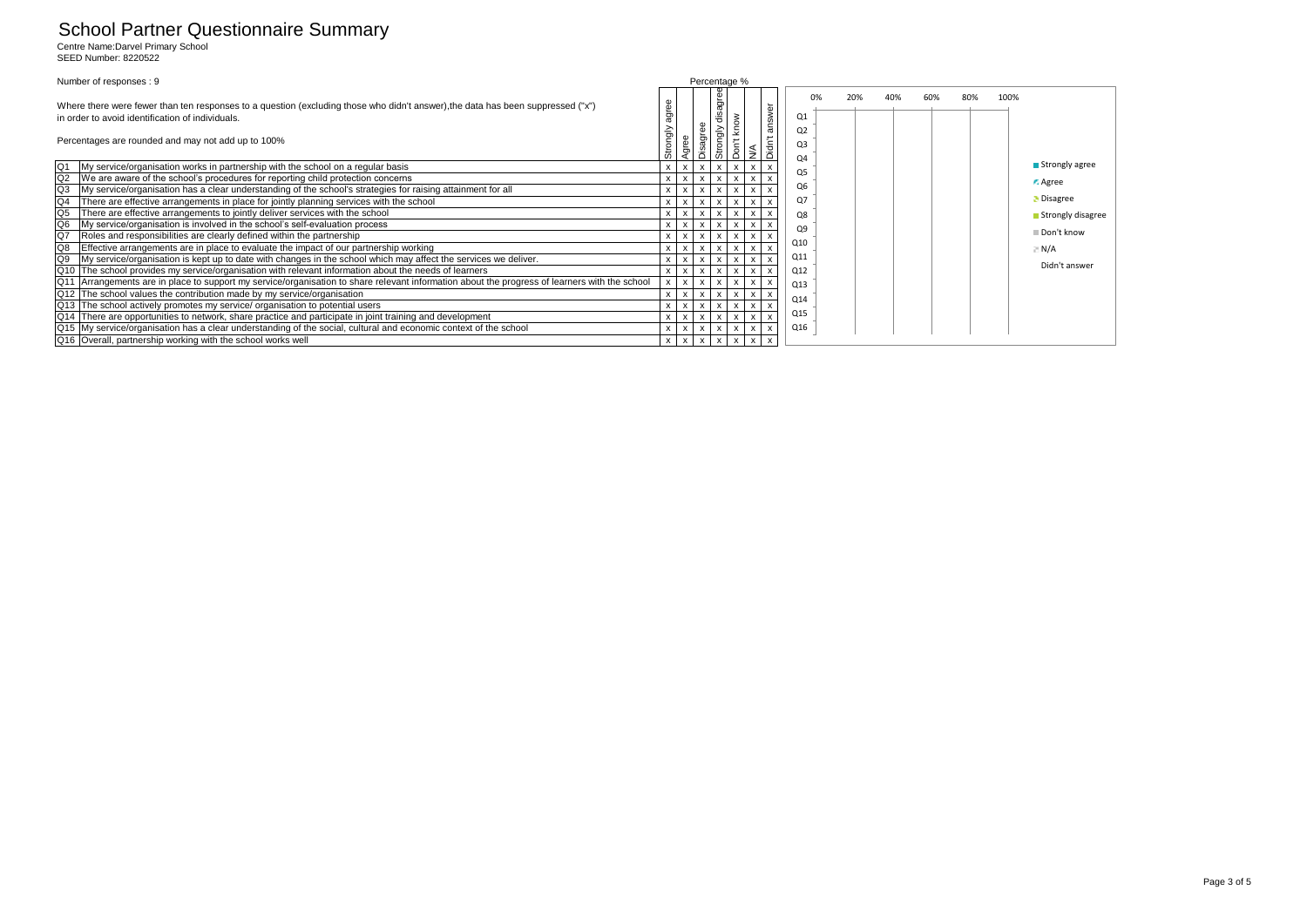# School Partner Questionnaire Summary

Centre Name:Darvel Primary School
SEED Number: 8220522

Number of responses : 9

Where there were fewer than ten responses to a question (excluding those who didn't answer),the data has been suppressed ("x") in order to avoid identification of individuals.

Percentages are rounded and may not add up to 100%

| | | Percentage % | | | | | | |
|---|---|---|---|---|---|---|---|---|
| | | Strongly agree | Agree | Disagree | Strongly disagree | Don't know | N/A | Didn't answer |
| Q1 | My service/organisation works in partnership with the school on a regular basis | x | x | x | x | x | x | x |
| Q2 | We are aware of the school's procedures for reporting child protection concerns | x | x | x | x | x | x | x |
| Q3 | My service/organisation has a clear understanding of the school's strategies for raising attainment for all | x | x | x | x | x | x | x |
| Q4 | There are effective arrangements in place for jointly planning services with the school | x | x | x | x | x | x | x |
| Q5 | There are effective arrangements to jointly deliver services with the school | x | x | x | x | x | x | x |
| Q6 | My service/organisation is involved in the school's self-evaluation process | x | x | x | x | x | x | x |
| Q7 | Roles and responsibilities are clearly defined within the partnership | x | x | x | x | x | x | x |
| Q8 | Effective arrangements are in place to evaluate the impact of our partnership working | x | x | x | x | x | x | x |
| Q9 | My service/organisation is kept up to date with changes in the school which may affect the services we deliver. | x | x | x | x | x | x | x |
| Q10 | The school provides my service/organisation with relevant information about the needs of learners | x | x | x | x | x | x | x |
| Q11 | Arrangements are in place to support my service/organisation to share relevant information about the progress of learners with the school | x | x | x | x | x | x | x |
| Q12 | The school values the contribution made by my service/organisation | x | x | x | x | x | x | x |
| Q13 | The school actively promotes my service/ organisation to potential users | x | x | x | x | x | x | x |
| Q14 | There are opportunities to network, share practice and participate in joint training and development | x | x | x | x | x | x | x |
| Q15 | My service/organisation has a clear understanding of the social, cultural and economic context of the school | x | x | x | x | x | x | x |
| Q16 | Overall, partnership working with the school works well | x | x | x | x | x | x | x |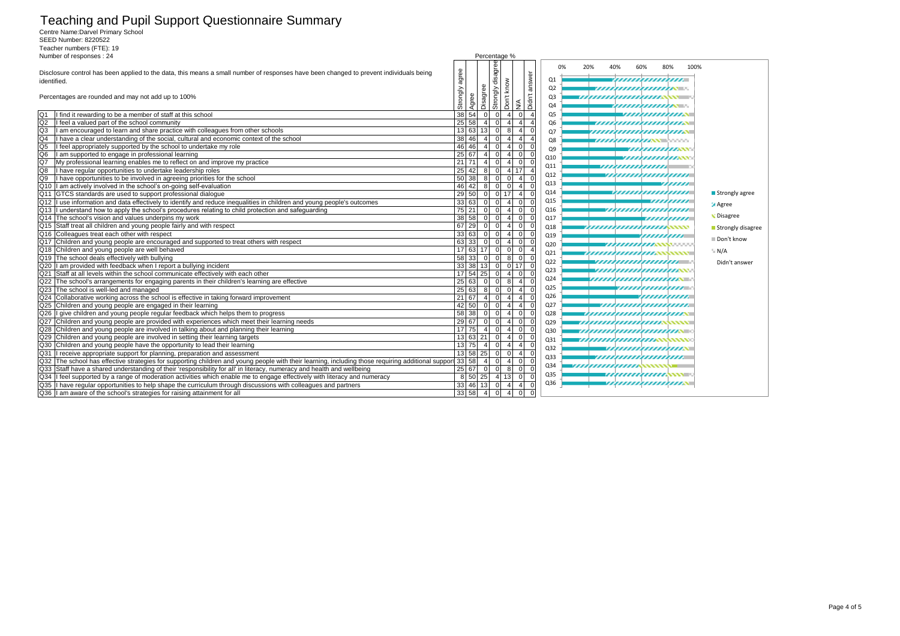# Teaching and Pupil Support Questionnaire Summary

Centre Name:Darvel Primary School
SEED Number: 8220522
Teacher numbers (FTE): 19
Number of responses : 24

Disclosure control has been applied to the data, this means a small number of responses have been changed to prevent individuals being identified.

Percentages are rounded and may not add up to 100%

| | | Percentage % | | | | | | |
|---|---|---|---|---|---|---|---|---|
| | | Strongly agree | Agree | Disagree | Strongly disagree | Don't know | N/A | Didn't answer |
| Q1 | I find it rewarding to be a member of staff at this school | 38 | 54 | 0 | 0 | 4 | 0 | 4 |
| Q2 | I feel a valued part of the school community | 25 | 58 | 4 | 0 | 4 | 4 | 4 |
| Q3 | I am encouraged to learn and share practice with colleagues from other schools | 13 | 63 | 13 | 0 | 8 | 4 | 0 |
| Q4 | I have a clear understanding of the social, cultural and economic context of the school | 38 | 46 | 4 | 0 | 4 | 4 | 4 |
| Q5 | I feel appropriately supported by the school to undertake my role | 46 | 46 | 4 | 0 | 4 | 0 | 0 |
| Q6 | I am supported to engage in professional learning | 25 | 67 | 4 | 0 | 4 | 0 | 0 |
| Q7 | My professional learning enables me to reflect on and improve my practice | 21 | 71 | 4 | 0 | 4 | 0 | 0 |
| Q8 | I have regular opportunities to undertake leadership roles | 25 | 42 | 8 | 0 | 4 | 17 | 4 |
| Q9 | I have opportunities to be involved in agreeing priorities for the school | 50 | 38 | 8 | 0 | 0 | 4 | 0 |
| Q10 | I am actively involved in the school's on-going self-evaluation | 46 | 42 | 8 | 0 | 0 | 4 | 0 |
| Q11 | GTCS standards are used to support professional dialogue | 29 | 50 | 0 | 0 | 17 | 4 | 0 |
| Q12 | I use information and data effectively to identify and reduce inequalities in children and young people's outcomes | 33 | 63 | 0 | 0 | 4 | 0 | 0 |
| Q13 | I understand how to apply the school's procedures relating to child protection and safeguarding | 75 | 21 | 0 | 0 | 4 | 0 | 0 |
| Q14 | The school's vision and values underpins my work | 38 | 58 | 0 | 0 | 0 | 4 | 0 |
| Q15 | Staff treat all children and young people fairly and with respect | 67 | 29 | 0 | 0 | 4 | 0 | 0 |
| Q16 | Colleagues treat each other with respect | 33 | 63 | 0 | 0 | 4 | 0 | 0 |
| Q17 | Children and young people are encouraged and supported to treat others with respect | 63 | 33 | 0 | 0 | 4 | 0 | 0 |
| Q18 | Children and young people are well behaved | 17 | 63 | 17 | 0 | 0 | 0 | 4 |
| Q19 | The school deals effectively with bullying | 58 | 33 | 0 | 0 | 8 | 0 | 0 |
| Q20 | I am provided with feedback when I report a bullying incident | 33 | 38 | 13 | 0 | 0 | 17 | 0 |
| Q21 | Staff at all levels within the school communicate effectively with each other | 17 | 54 | 25 | 0 | 4 | 0 | 0 |
| Q22 | The school's arrangements for engaging parents in their children's learning are effective | 25 | 63 | 0 | 0 | 8 | 4 | 0 |
| Q23 | The school is well-led and managed | 25 | 63 | 8 | 0 | 0 | 4 | 0 |
| Q24 | Collaborative working across the school is effective in taking forward improvement | 21 | 67 | 4 | 0 | 4 | 4 | 0 |
| Q25 | Children and young people are engaged in their learning | 42 | 50 | 0 | 0 | 4 | 4 | 0 |
| Q26 | I give children and young people regular feedback which helps them to progress | 58 | 38 | 0 | 0 | 4 | 0 | 0 |
| Q27 | Children and young people are provided with experiences which meet their learning needs | 29 | 67 | 0 | 0 | 4 | 0 | 0 |
| Q28 | Children and young people are involved in talking about and planning their learning | 17 | 75 | 4 | 0 | 4 | 0 | 0 |
| Q29 | Children and young people are involved in setting their learning targets | 13 | 63 | 21 | 0 | 4 | 0 | 0 |
| Q30 | Children and young people have the opportunity to lead their learning | 13 | 75 | 4 | 0 | 4 | 4 | 0 |
| Q31 | I receive appropriate support for planning, preparation and assessment | 13 | 58 | 25 | 0 | 0 | 4 | 0 |
| Q32 | The school has effective strategies for supporting children and young people with their learning, including those requiring additional support | 33 | 58 | 4 | 0 | 4 | 0 | 0 |
| Q33 | Staff have a shared understanding of their 'responsibility for all' in literacy, numeracy and health and wellbeing | 25 | 67 | 0 | 0 | 8 | 0 | 0 |
| Q34 | I feel supported by a range of moderation activities which enable me to engage effectively with literacy and numeracy | 8 | 50 | 25 | 4 | 13 | 0 | 0 |
| Q35 | I have regular opportunities to help shape the curriculum through discussions with colleagues and partners | 33 | 46 | 13 | 0 | 4 | 4 | 0 |
| Q36 | I am aware of the school's strategies for raising attainment for all | 33 | 58 | 4 | 0 | 4 | 0 | 0 |

0% 20% 40% 60% 80% 100%

Q1 Q2 Q3 Q4 Q5 Q6 Q7 Q8 Q9 Q10 Q11 Q12 Q13 Q14 Q15 Q16 Q17 Q18 Q19 Q20 Q21 Q22 Q23 Q24 Q25 Q26 Q27 Q28 Q29 Q30 Q31 Q32 Q33 Q34 Q35 Q36

Strongly agree
Agree
Disagree
Strongly disagree
Don't know
N/A
Didn't answer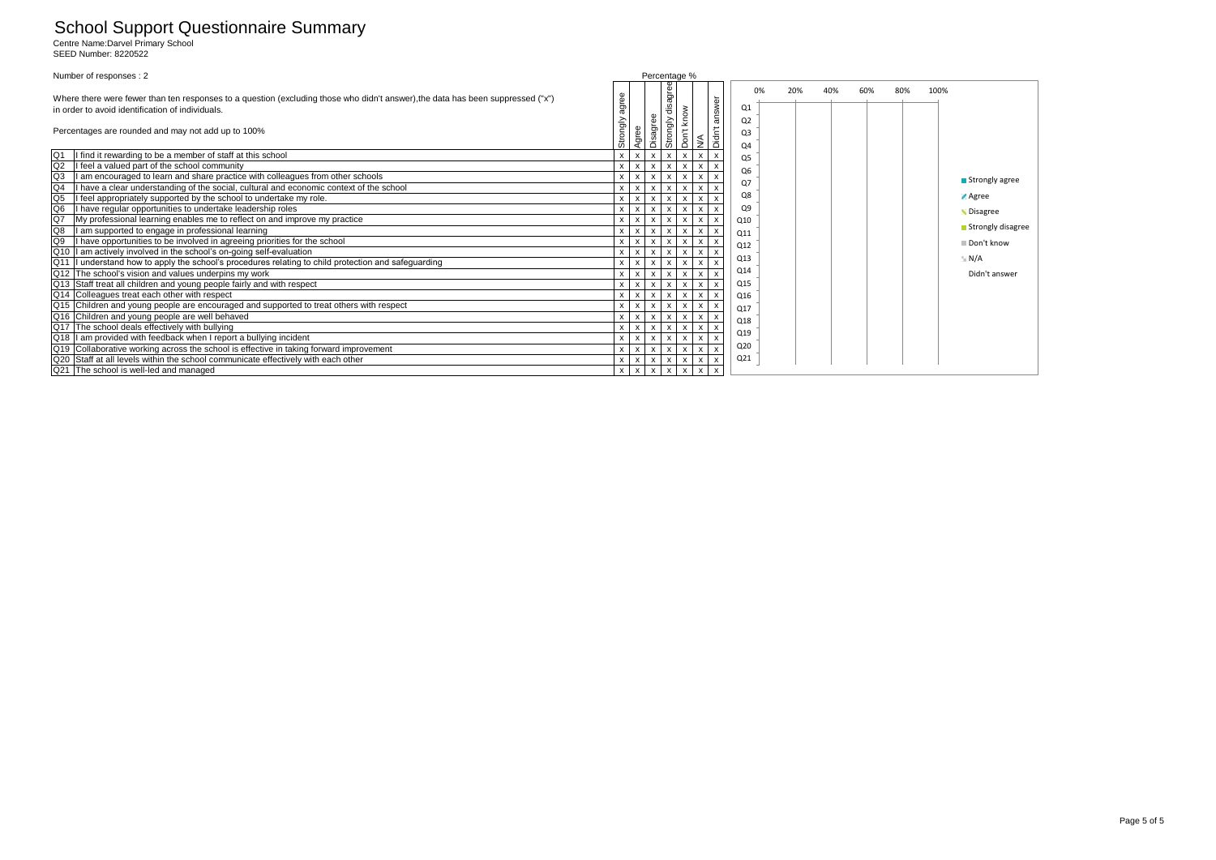# School Support Questionnaire Summary

Centre Name:Darvel Primary School
SEED Number: 8220522

Number of responses : 2

Where there were fewer than ten responses to a question (excluding those who didn't answer),the data has been suppressed ("x") in order to avoid identification of individuals.

Percentages are rounded and may not add up to 100%

| | | Percentage % | | | | | | |
|---|---|---|---|---|---|---|---|---|
| | | Strongly agree | Agree | Disagree | Strongly disagree | Don't know | N/A | Didn't answer |
| Q1 | I find it rewarding to be a member of staff at this school | x | x | x | x | x | x | x |
| Q2 | I feel a valued part of the school community | x | x | x | x | x | x | x |
| Q3 | I am encouraged to learn and share practice with colleagues from other schools | x | x | x | x | x | x | x |
| Q4 | I have a clear understanding of the social, cultural and economic context of the school | x | x | x | x | x | x | x |
| Q5 | I feel appropriately supported by the school to undertake my role. | x | x | x | x | x | x | x |
| Q6 | I have regular opportunities to undertake leadership roles | x | x | x | x | x | x | x |
| Q7 | My professional learning enables me to reflect on and improve my practice | x | x | x | x | x | x | x |
| Q8 | I am supported to engage in professional learning | x | x | x | x | x | x | x |
| Q9 | I have opportunities to be involved in agreeing priorities for the school | x | x | x | x | x | x | x |
| Q10 | I am actively involved in the school's on-going self-evaluation | x | x | x | x | x | x | x |
| Q11 | I understand how to apply the school's procedures relating to child protection and safeguarding | x | x | x | x | x | x | x |
| Q12 | The school's vision and values underpins my work | x | x | x | x | x | x | x |
| Q13 | Staff treat all children and young people fairly and with respect | x | x | x | x | x | x | x |
| Q14 | Colleagues treat each other with respect | x | x | x | x | x | x | x |
| Q15 | Children and young people are encouraged and supported to treat others with respect | x | x | x | x | x | x | x |
| Q16 | Children and young people are well behaved | x | x | x | x | x | x | x |
| Q17 | The school deals effectively with bullying | x | x | x | x | x | x | x |
| Q18 | I am provided with feedback when I report a bullying incident | x | x | x | x | x | x | x |
| Q19 | Collaborative working across the school is effective in taking forward improvement | x | x | x | x | x | x | x |
| Q20 | Staff at all levels within the school communicate effectively with each other | x | x | x | x | x | x | x |
| Q21 | The school is well-led and managed | x | x | x | x | x | x | x |

0% 20% 40% 60% 80% 100%

Q1 Q2 Q3 Q4 Q5 Q6 Q7 Q8 Q9 Q10 Q11 Q12 Q13 Q14 Q15 Q16 Q17 Q18 Q19 Q20 Q21

Strongly agree
Agree
Disagree
Strongly disagree
Don't know
N/A
Didn't answer